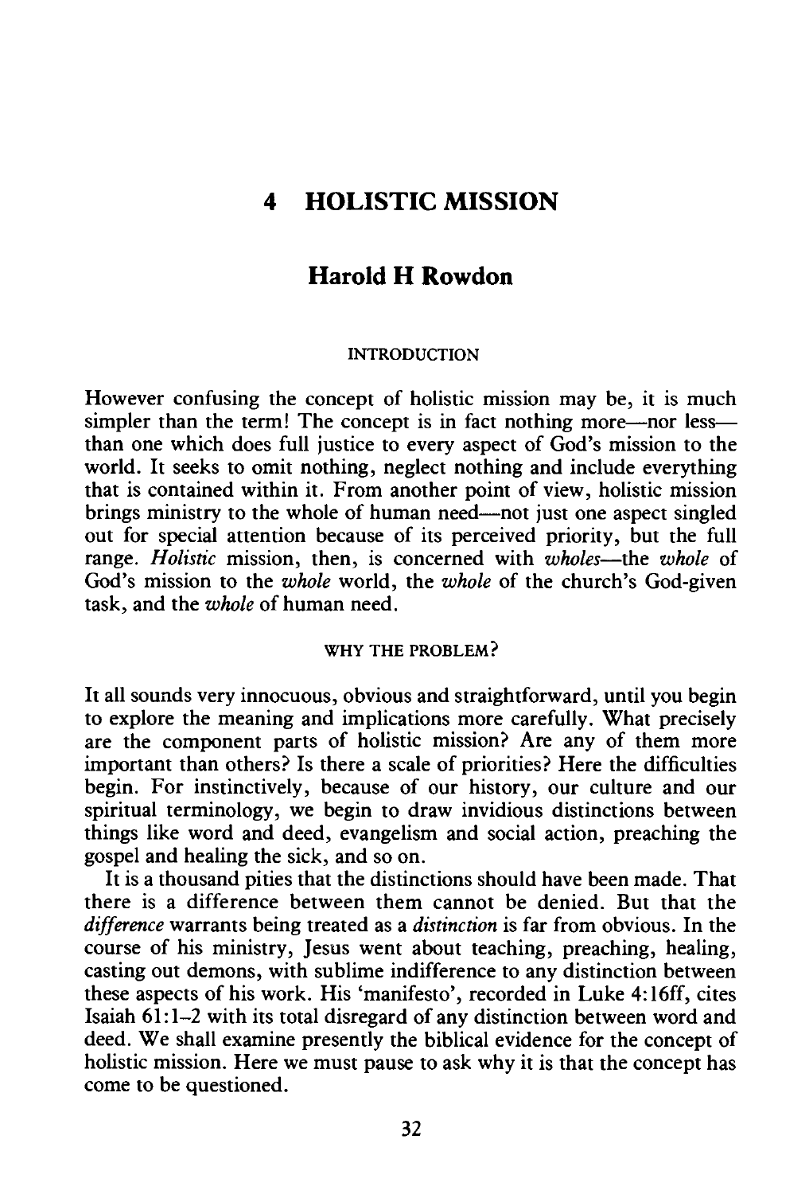# 4 HOLISTIC MISSION

## Harold H Rowdon

### INTRODUCTION

However confusing the concept of holistic mission may be, it is much simpler than the term! The concept is in fact nothing more—nor less—than one which does full justice to every aspect of God's mission to the world. It seeks to omit nothing, neglect nothing and include everything that is contained within it. From another point of view, holistic mission brings ministry to the whole of human need—not just one aspect singled out for special attention because of its perceived priority, but the full range. *Holistic* mission, then, is concerned with *wholes*—the *whole* of God's mission to the *whole* world, the *whole* of the church's God-given task, and the *whole* of human need.

### WHY THE PROBLEM?

It all sounds very innocuous, obvious and straightforward, until you begin to explore the meaning and implications more carefully. What precisely are the component parts of holistic mission? Are any of them more important than others? Is there a scale of priorities? Here the difficulties begin. For instinctively, because of our history, our culture and our spiritual terminology, we begin to draw invidious distinctions between things like word and deed, evangelism and social action, preaching the gospel and healing the sick, and so on.

It is a thousand pities that the distinctions should have been made. That there is a difference between them cannot be denied. But that the *difference* warrants being treated as a *distinction* is far from obvious. In the course of his ministry, Jesus went about teaching, preaching, healing, casting out demons, with sublime indifference to any distinction between these aspects of his work. His 'manifesto', recorded in Luke 4:16ff, cites Isaiah 61:1–2 with its total disregard of any distinction between word and deed. We shall examine presently the biblical evidence for the concept of holistic mission. Here we must pause to ask why it is that the concept has come to be questioned.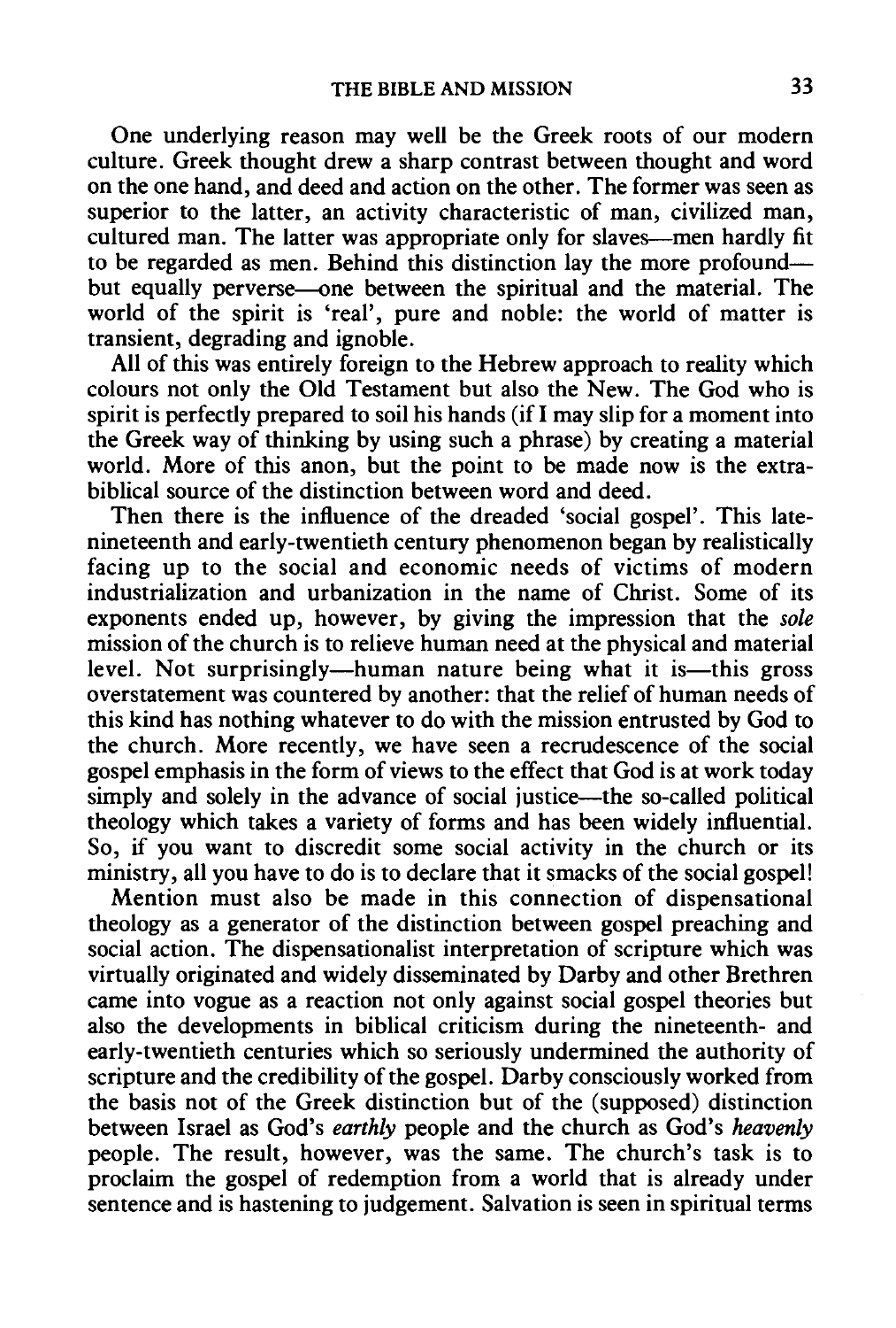One underlying reason may well be the Greek roots of our modern culture. Greek thought drew a sharp contrast between thought and word on the one hand, and deed and action on the other. The former was seen as superior to the latter, an activity characteristic of man, civilized man, cultured man. The latter was appropriate only for slaves—men hardly fit to be regarded as men. Behind this distinction lay the more profound—but equally perverse—one between the spiritual and the material. The world of the spirit is 'real', pure and noble: the world of matter is transient, degrading and ignoble.

All of this was entirely foreign to the Hebrew approach to reality which colours not only the Old Testament but also the New. The God who is spirit is perfectly prepared to soil his hands (if I may slip for a moment into the Greek way of thinking by using such a phrase) by creating a material world. More of this anon, but the point to be made now is the extra-biblical source of the distinction between word and deed.

Then there is the influence of the dreaded 'social gospel'. This late-nineteenth and early-twentieth century phenomenon began by realistically facing up to the social and economic needs of victims of modern industrialization and urbanization in the name of Christ. Some of its exponents ended up, however, by giving the impression that the *sole* mission of the church is to relieve human need at the physical and material level. Not surprisingly—human nature being what it is—this gross overstatement was countered by another: that the relief of human needs of this kind has nothing whatever to do with the mission entrusted by God to the church. More recently, we have seen a recrudescence of the social gospel emphasis in the form of views to the effect that God is at work today simply and solely in the advance of social justice—the so-called political theology which takes a variety of forms and has been widely influential. So, if you want to discredit some social activity in the church or its ministry, all you have to do is to declare that it smacks of the social gospel!

Mention must also be made in this connection of dispensational theology as a generator of the distinction between gospel preaching and social action. The dispensationalist interpretation of scripture which was virtually originated and widely disseminated by Darby and other Brethren came into vogue as a reaction not only against social gospel theories but also the developments in biblical criticism during the nineteenth- and early-twentieth centuries which so seriously undermined the authority of scripture and the credibility of the gospel. Darby consciously worked from the basis not of the Greek distinction but of the (supposed) distinction between Israel as God's *earthly* people and the church as God's *heavenly* people. The result, however, was the same. The church's task is to proclaim the gospel of redemption from a world that is already under sentence and is hastening to judgement. Salvation is seen in spiritual terms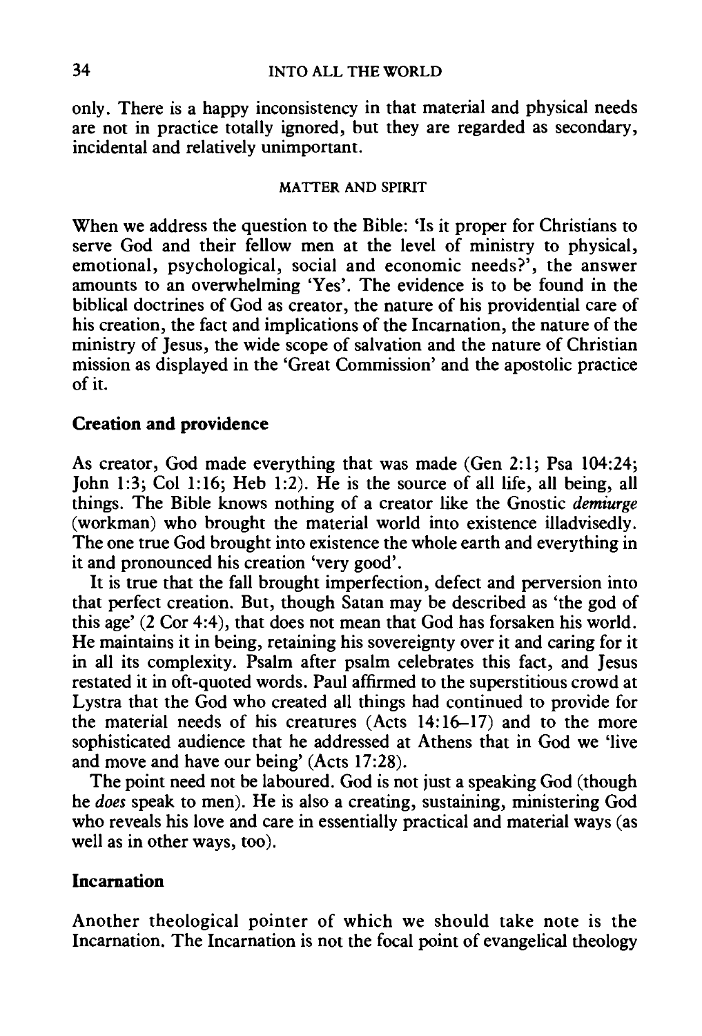only. There is a happy inconsistency in that material and physical needs are not in practice totally ignored, but they are regarded as secondary, incidental and relatively unimportant.

## MATTER AND SPIRIT

When we address the question to the Bible: 'Is it proper for Christians to serve God and their fellow men at the level of ministry to physical, emotional, psychological, social and economic needs?', the answer amounts to an overwhelming 'Yes'. The evidence is to be found in the biblical doctrines of God as creator, the nature of his providential care of his creation, the fact and implications of the Incarnation, the nature of the ministry of Jesus, the wide scope of salvation and the nature of Christian mission as displayed in the 'Great Commission' and the apostolic practice of it.

### Creation and providence

As creator, God made everything that was made (Gen 2:1; Psa 104:24; John 1:3; Col 1:16; Heb 1:2). He is the source of all life, all being, all things. The Bible knows nothing of a creator like the Gnostic *demiurge* (workman) who brought the material world into existence illadvisedly. The one true God brought into existence the whole earth and everything in it and pronounced his creation 'very good'.

It is true that the fall brought imperfection, defect and perversion into that perfect creation. But, though Satan may be described as 'the god of this age' (2 Cor 4:4), that does not mean that God has forsaken his world. He maintains it in being, retaining his sovereignty over it and caring for it in all its complexity. Psalm after psalm celebrates this fact, and Jesus restated it in oft-quoted words. Paul affirmed to the superstitious crowd at Lystra that the God who created all things had continued to provide for the material needs of his creatures (Acts 14:16–17) and to the more sophisticated audience that he addressed at Athens that in God we 'live and move and have our being' (Acts 17:28).

The point need not be laboured. God is not just a speaking God (though he *does* speak to men). He is also a creating, sustaining, ministering God who reveals his love and care in essentially practical and material ways (as well as in other ways, too).

### Incarnation

Another theological pointer of which we should take note is the Incarnation. The Incarnation is not the focal point of evangelical theology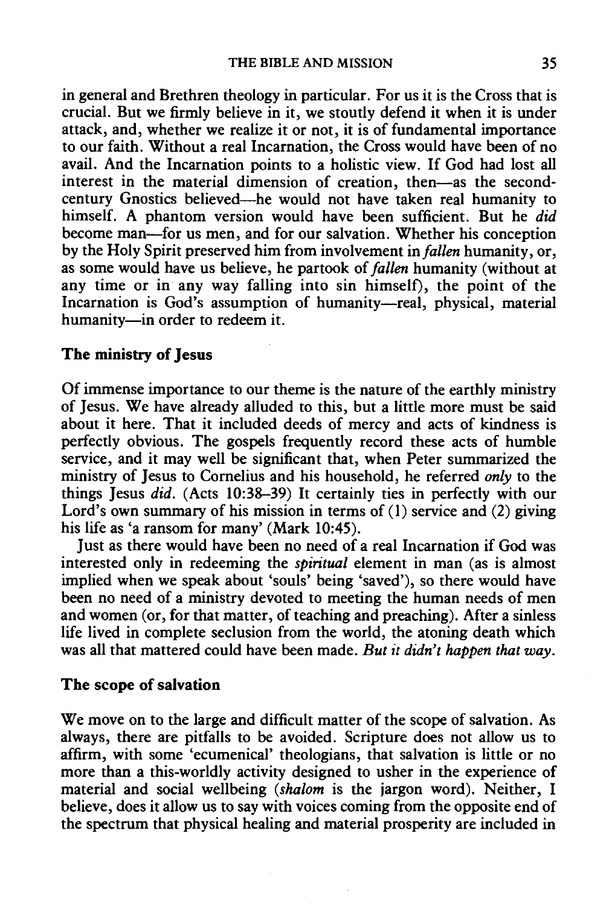in general and Brethren theology in particular. For us it is the Cross that is crucial. But we firmly believe in it, we stoutly defend it when it is under attack, and, whether we realize it or not, it is of fundamental importance to our faith. Without a real Incarnation, the Cross would have been of no avail. And the Incarnation points to a holistic view. If God had lost all interest in the material dimension of creation, then—as the second-century Gnostics believed—he would not have taken real humanity to himself. A phantom version would have been sufficient. But he *did* become man—for us men, and for our salvation. Whether his conception by the Holy Spirit preserved him from involvement in *fallen* humanity, or, as some would have us believe, he partook of *fallen* humanity (without at any time or in any way falling into sin himself), the point of the Incarnation is God's assumption of humanity—real, physical, material humanity—in order to redeem it.

### The ministry of Jesus

Of immense importance to our theme is the nature of the earthly ministry of Jesus. We have already alluded to this, but a little more must be said about it here. That it included deeds of mercy and acts of kindness is perfectly obvious. The gospels frequently record these acts of humble service, and it may well be significant that, when Peter summarized the ministry of Jesus to Cornelius and his household, he referred *only* to the things Jesus *did*. (Acts 10:38–39) It certainly ties in perfectly with our Lord's own summary of his mission in terms of (1) service and (2) giving his life as 'a ransom for many' (Mark 10:45).

Just as there would have been no need of a real Incarnation if God was interested only in redeeming the *spiritual* element in man (as is almost implied when we speak about 'souls' being 'saved'), so there would have been no need of a ministry devoted to meeting the human needs of men and women (or, for that matter, of teaching and preaching). After a sinless life lived in complete seclusion from the world, the atoning death which was all that mattered could have been made. *But it didn't happen that way.*

### The scope of salvation

We move on to the large and difficult matter of the scope of salvation. As always, there are pitfalls to be avoided. Scripture does not allow us to affirm, with some 'ecumenical' theologians, that salvation is little or no more than a this-worldly activity designed to usher in the experience of material and social wellbeing (*shalom* is the jargon word). Neither, I believe, does it allow us to say with voices coming from the opposite end of the spectrum that physical healing and material prosperity are included in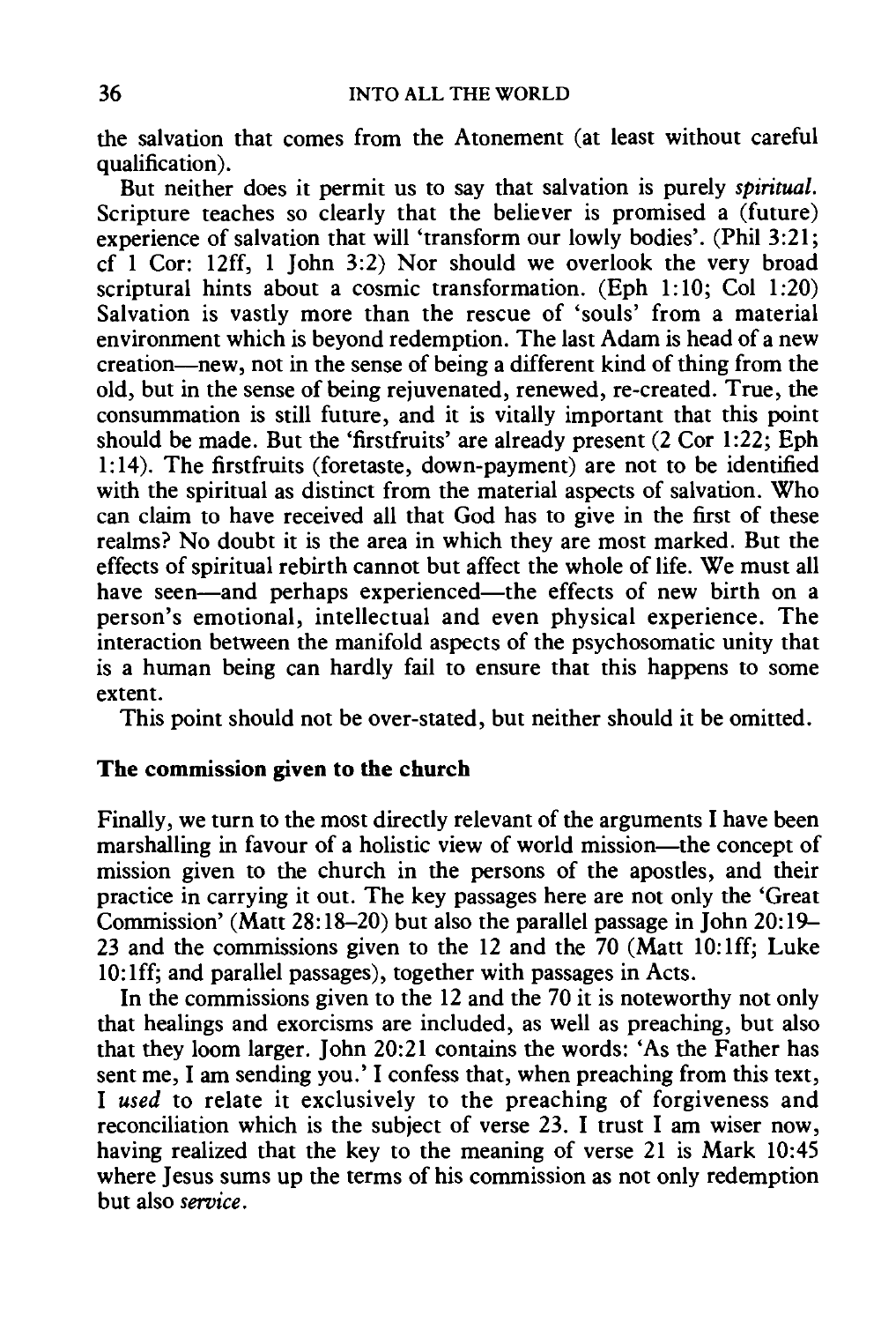the salvation that comes from the Atonement (at least without careful qualification).

But neither does it permit us to say that salvation is purely *spiritual.* Scripture teaches so clearly that the believer is promised a (future) experience of salvation that will 'transform our lowly bodies'. (Phil 3:21; cf 1 Cor: 12ff, 1 John 3:2) Nor should we overlook the very broad scriptural hints about a cosmic transformation. (Eph 1:10; Col 1:20) Salvation is vastly more than the rescue of 'souls' from a material environment which is beyond redemption. The last Adam is head of a new creation—new, not in the sense of being a different kind of thing from the old, but in the sense of being rejuvenated, renewed, re-created. True, the consummation is still future, and it is vitally important that this point should be made. But the 'firstfruits' are already present (2 Cor 1:22; Eph 1:14). The firstfruits (foretaste, down-payment) are not to be identified with the spiritual as distinct from the material aspects of salvation. Who can claim to have received all that God has to give in the first of these realms? No doubt it is the area in which they are most marked. But the effects of spiritual rebirth cannot but affect the whole of life. We must all have seen—and perhaps experienced—the effects of new birth on a person's emotional, intellectual and even physical experience. The interaction between the manifold aspects of the psychosomatic unity that is a human being can hardly fail to ensure that this happens to some extent.

This point should not be over-stated, but neither should it be omitted.

### The commission given to the church

Finally, we turn to the most directly relevant of the arguments I have been marshalling in favour of a holistic view of world mission—the concept of mission given to the church in the persons of the apostles, and their practice in carrying it out. The key passages here are not only the 'Great Commission' (Matt 28:18–20) but also the parallel passage in John 20:19–23 and the commissions given to the 12 and the 70 (Matt 10:1ff; Luke 10:1ff; and parallel passages), together with passages in Acts.

In the commissions given to the 12 and the 70 it is noteworthy not only that healings and exorcisms are included, as well as preaching, but also that they loom larger. John 20:21 contains the words: 'As the Father has sent me, I am sending you.' I confess that, when preaching from this text, I *used* to relate it exclusively to the preaching of forgiveness and reconciliation which is the subject of verse 23. I trust I am wiser now, having realized that the key to the meaning of verse 21 is Mark 10:45 where Jesus sums up the terms of his commission as not only redemption but also *service*.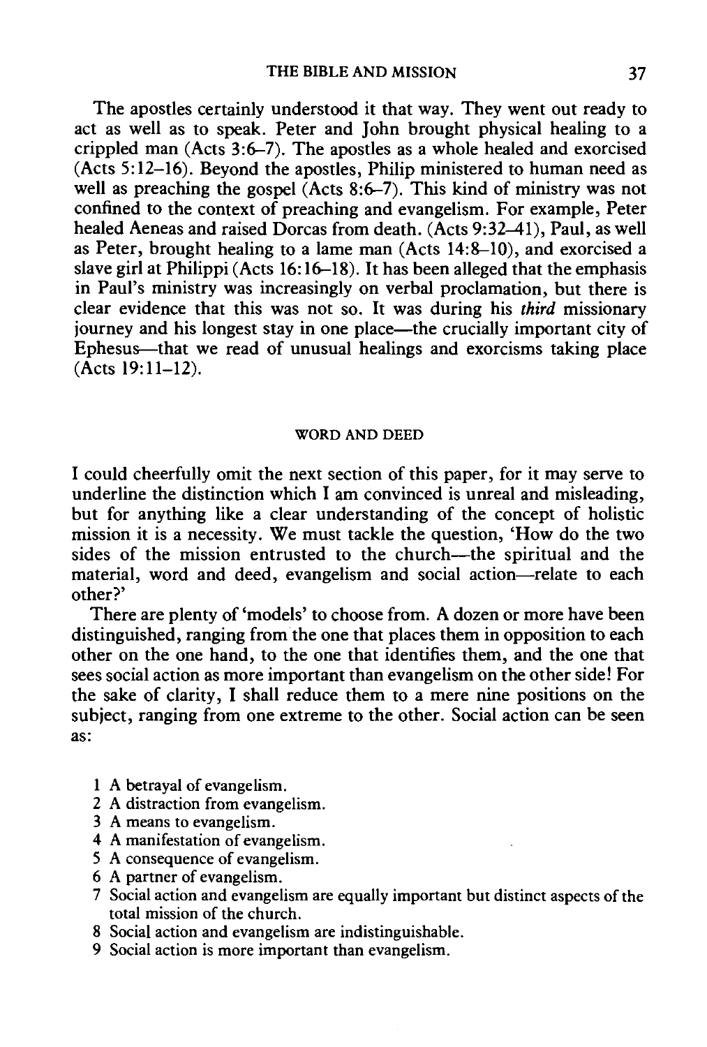The apostles certainly understood it that way. They went out ready to act as well as to speak. Peter and John brought physical healing to a crippled man (Acts 3:6–7). The apostles as a whole healed and exorcised (Acts 5:12–16). Beyond the apostles, Philip ministered to human need as well as preaching the gospel (Acts 8:6–7). This kind of ministry was not confined to the context of preaching and evangelism. For example, Peter healed Aeneas and raised Dorcas from death. (Acts 9:32–41), Paul, as well as Peter, brought healing to a lame man (Acts 14:8–10), and exorcised a slave girl at Philippi (Acts 16:16–18). It has been alleged that the emphasis in Paul's ministry was increasingly on verbal proclamation, but there is clear evidence that this was not so. It was during his *third* missionary journey and his longest stay in one place—the crucially important city of Ephesus—that we read of unusual healings and exorcisms taking place (Acts 19:11–12).

## WORD AND DEED

I could cheerfully omit the next section of this paper, for it may serve to underline the distinction which I am convinced is unreal and misleading, but for anything like a clear understanding of the concept of holistic mission it is a necessity. We must tackle the question, 'How do the two sides of the mission entrusted to the church—the spiritual and the material, word and deed, evangelism and social action—relate to each other?'

There are plenty of 'models' to choose from. A dozen or more have been distinguished, ranging from the one that places them in opposition to each other on the one hand, to the one that identifies them, and the one that sees social action as more important than evangelism on the other side! For the sake of clarity, I shall reduce them to a mere nine positions on the subject, ranging from one extreme to the other. Social action can be seen as:

1. A betrayal of evangelism.
2. A distraction from evangelism.
3. A means to evangelism.
4. A manifestation of evangelism.
5. A consequence of evangelism.
6. A partner of evangelism.
7. Social action and evangelism are equally important but distinct aspects of the total mission of the church.
8. Social action and evangelism are indistinguishable.
9. Social action is more important than evangelism.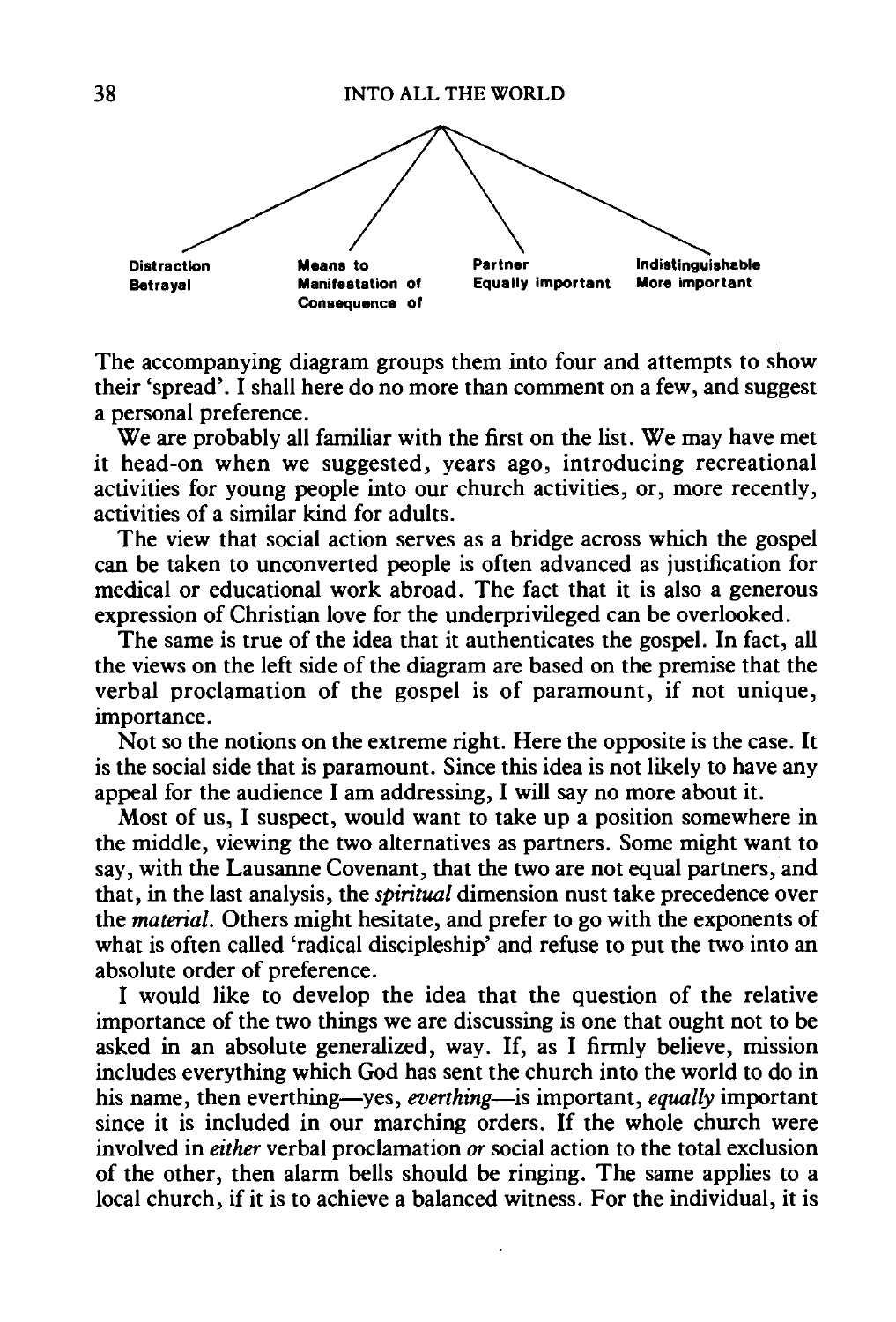| Distraction | Means to | Partner | Indistinguishable |
|---|---|---|---|
| Betrayal | Manifestation of | Equally important | More important |
| | Consequence of | | |

The accompanying diagram groups them into four and attempts to show their 'spread'. I shall here do no more than comment on a few, and suggest a personal preference.

We are probably all familiar with the first on the list. We may have met it head-on when we suggested, years ago, introducing recreational activities for young people into our church activities, or, more recently, activities of a similar kind for adults.

The view that social action serves as a bridge across which the gospel can be taken to unconverted people is often advanced as justification for medical or educational work abroad. The fact that it is also a generous expression of Christian love for the underprivileged can be overlooked.

The same is true of the idea that it authenticates the gospel. In fact, all the views on the left side of the diagram are based on the premise that the verbal proclamation of the gospel is of paramount, if not unique, importance.

Not so the notions on the extreme right. Here the opposite is the case. It is the social side that is paramount. Since this idea is not likely to have any appeal for the audience I am addressing, I will say no more about it.

Most of us, I suspect, would want to take up a position somewhere in the middle, viewing the two alternatives as partners. Some might want to say, with the Lausanne Covenant, that the two are not equal partners, and that, in the last analysis, the *spiritual* dimension nust take precedence over the *material*. Others might hesitate, and prefer to go with the exponents of what is often called 'radical discipleship' and refuse to put the two into an absolute order of preference.

I would like to develop the idea that the question of the relative importance of the two things we are discussing is one that ought not to be asked in an absolute generalized, way. If, as I firmly believe, mission includes everything which God has sent the church into the world to do in his name, then everthing—yes, *everthing*—is important, *equally* important since it is included in our marching orders. If the whole church were involved in *either* verbal proclamation *or* social action to the total exclusion of the other, then alarm bells should be ringing. The same applies to a local church, if it is to achieve a balanced witness. For the individual, it is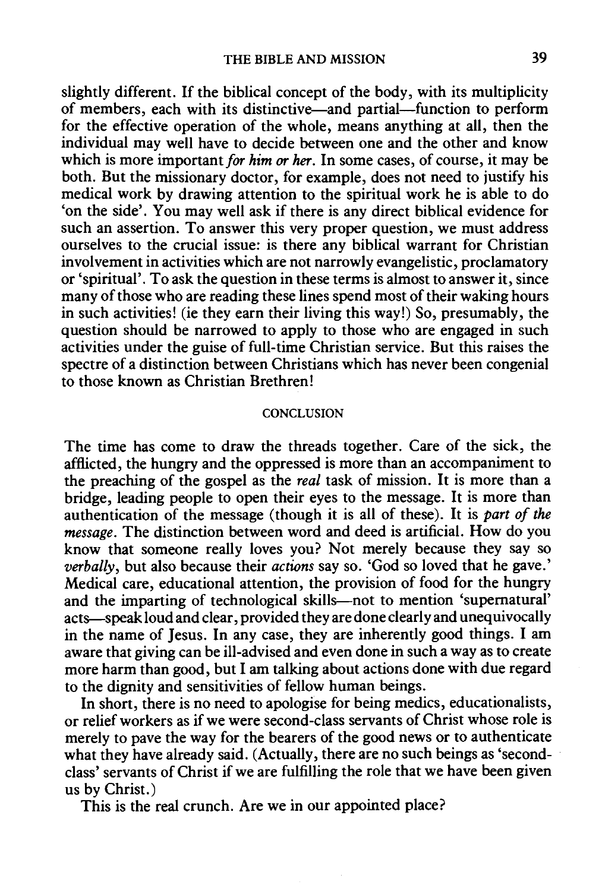slightly different. If the biblical concept of the body, with its multiplicity of members, each with its distinctive—and partial—function to perform for the effective operation of the whole, means anything at all, then the individual may well have to decide between one and the other and know which is more important *for him or her*. In some cases, of course, it may be both. But the missionary doctor, for example, does not need to justify his medical work by drawing attention to the spiritual work he is able to do 'on the side'. You may well ask if there is any direct biblical evidence for such an assertion. To answer this very proper question, we must address ourselves to the crucial issue: is there any biblical warrant for Christian involvement in activities which are not narrowly evangelistic, proclamatory or 'spiritual'. To ask the question in these terms is almost to answer it, since many of those who are reading these lines spend most of their waking hours in such activities! (ie they earn their living this way!) So, presumably, the question should be narrowed to apply to those who are engaged in such activities under the guise of full-time Christian service. But this raises the spectre of a distinction between Christians which has never been congenial to those known as Christian Brethren!

## CONCLUSION

The time has come to draw the threads together. Care of the sick, the afflicted, the hungry and the oppressed is more than an accompaniment to the preaching of the gospel as the *real* task of mission. It is more than a bridge, leading people to open their eyes to the message. It is more than authentication of the message (though it is all of these). It is *part of the message*. The distinction between word and deed is artificial. How do you know that someone really loves you? Not merely because they say so *verbally*, but also because their *actions* say so. 'God so loved that he gave.' Medical care, educational attention, the provision of food for the hungry and the imparting of technological skills—not to mention 'supernatural' acts—speak loud and clear, provided they are done clearly and unequivocally in the name of Jesus. In any case, they are inherently good things. I am aware that giving can be ill-advised and even done in such a way as to create more harm than good, but I am talking about actions done with due regard to the dignity and sensitivities of fellow human beings.

In short, there is no need to apologise for being medics, educationalists, or relief workers as if we were second-class servants of Christ whose role is merely to pave the way for the bearers of the good news or to authenticate what they have already said. (Actually, there are no such beings as 'second-class' servants of Christ if we are fulfilling the role that we have been given us by Christ.)

This is the real crunch. Are we in our appointed place?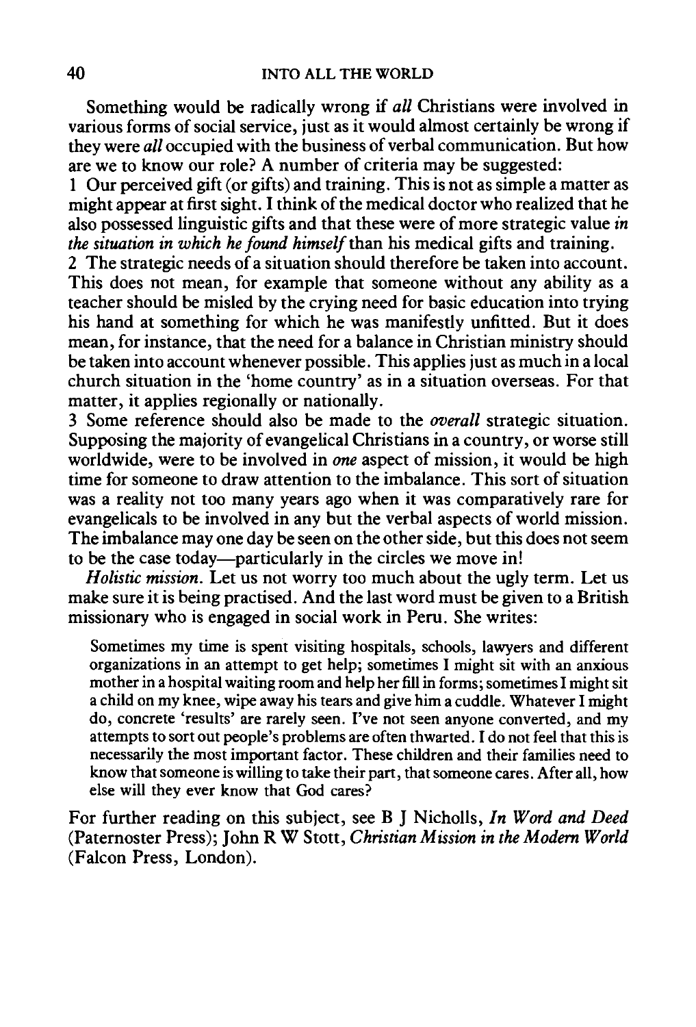Something would be radically wrong if *all* Christians were involved in various forms of social service, just as it would almost certainly be wrong if they were *all* occupied with the business of verbal communication. But how are we to know our role? A number of criteria may be suggested:

1 Our perceived gift (or gifts) and training. This is not as simple a matter as might appear at first sight. I think of the medical doctor who realized that he also possessed linguistic gifts and that these were of more strategic value *in the situation in which he found himself* than his medical gifts and training.

2 The strategic needs of a situation should therefore be taken into account. This does not mean, for example that someone without any ability as a teacher should be misled by the crying need for basic education into trying his hand at something for which he was manifestly unfitted. But it does mean, for instance, that the need for a balance in Christian ministry should be taken into account whenever possible. This applies just as much in a local church situation in the 'home country' as in a situation overseas. For that matter, it applies regionally or nationally.

3 Some reference should also be made to the *overall* strategic situation. Supposing the majority of evangelical Christians in a country, or worse still worldwide, were to be involved in *one* aspect of mission, it would be high time for someone to draw attention to the imbalance. This sort of situation was a reality not too many years ago when it was comparatively rare for evangelicals to be involved in any but the verbal aspects of world mission. The imbalance may one day be seen on the other side, but this does not seem to be the case today—particularly in the circles we move in!

*Holistic mission*. Let us not worry too much about the ugly term. Let us make sure it is being practised. And the last word must be given to a British missionary who is engaged in social work in Peru. She writes:

> Sometimes my time is spent visiting hospitals, schools, lawyers and different organizations in an attempt to get help; sometimes I might sit with an anxious mother in a hospital waiting room and help her fill in forms; sometimes I might sit a child on my knee, wipe away his tears and give him a cuddle. Whatever I might do, concrete 'results' are rarely seen. I've not seen anyone converted, and my attempts to sort out people's problems are often thwarted. I do not feel that this is necessarily the most important factor. These children and their families need to know that someone is willing to take their part, that someone cares. After all, how else will they ever know that God cares?

For further reading on this subject, see B J Nicholls, *In Word and Deed* (Paternoster Press); John R W Stott, *Christian Mission in the Modern World* (Falcon Press, London).